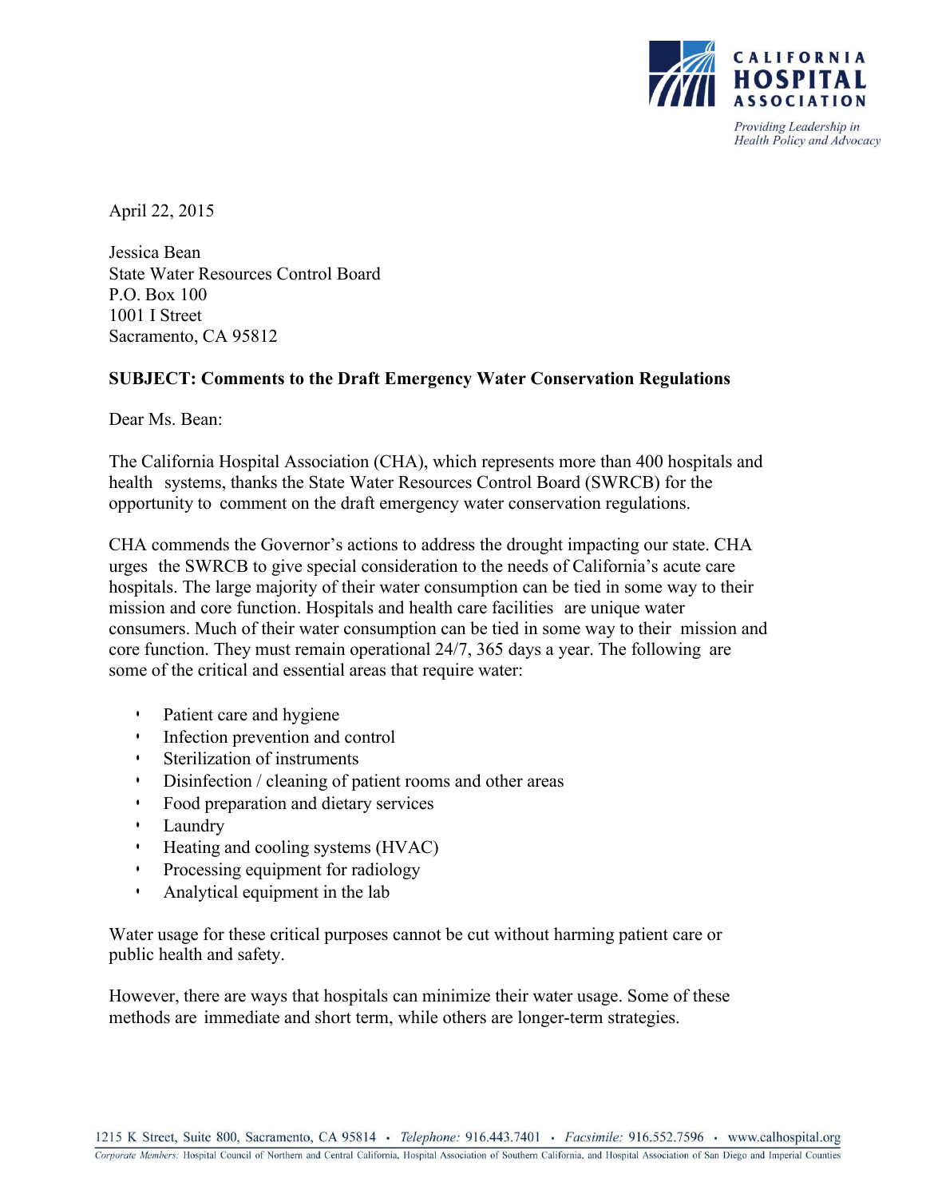CALIFORNIA HOSPITAL ASSOCIATION

*Providing Leadership in Health Policy and Advocacy*

April 22, 2015

Jessica Bean
State Water Resources Control Board
P.O. Box 100
1001 I Street
Sacramento, CA 95812

**SUBJECT: Comments to the Draft Emergency Water Conservation Regulations**

Dear Ms. Bean:

The California Hospital Association (CHA), which represents more than 400 hospitals and health systems, thanks the State Water Resources Control Board (SWRCB) for the opportunity to comment on the draft emergency water conservation regulations.

CHA commends the Governor's actions to address the drought impacting our state. CHA urges the SWRCB to give special consideration to the needs of California's acute care hospitals. The large majority of their water consumption can be tied in some way to their mission and core function. Hospitals and health care facilities are unique water consumers. Much of their water consumption can be tied in some way to their mission and core function. They must remain operational 24/7, 365 days a year. The following are some of the critical and essential areas that require water:

- Patient care and hygiene
- Infection prevention and control
- Sterilization of instruments
- Disinfection / cleaning of patient rooms and other areas
- Food preparation and dietary services
- Laundry
- Heating and cooling systems (HVAC)
- Processing equipment for radiology
- Analytical equipment in the lab

Water usage for these critical purposes cannot be cut without harming patient care or public health and safety.

However, there are ways that hospitals can minimize their water usage. Some of these methods are immediate and short term, while others are longer-term strategies.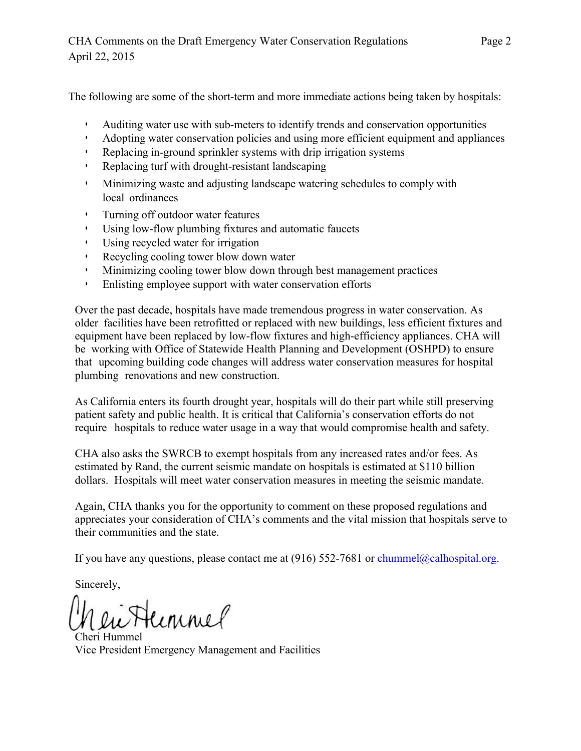The following are some of the short-term and more immediate actions being taken by hospitals:

- Auditing water use with sub-meters to identify trends and conservation opportunities
- Adopting water conservation policies and using more efficient equipment and appliances
- Replacing in-ground sprinkler systems with drip irrigation systems
- Replacing turf with drought-resistant landscaping
- Minimizing waste and adjusting landscape watering schedules to comply with local ordinances
- Turning off outdoor water features
- Using low-flow plumbing fixtures and automatic faucets
- Using recycled water for irrigation
- Recycling cooling tower blow down water
- Minimizing cooling tower blow down through best management practices
- Enlisting employee support with water conservation efforts

Over the past decade, hospitals have made tremendous progress in water conservation. As older facilities have been retrofitted or replaced with new buildings, less efficient fixtures and equipment have been replaced by low-flow fixtures and high-efficiency appliances. CHA will be working with Office of Statewide Health Planning and Development (OSHPD) to ensure that upcoming building code changes will address water conservation measures for hospital plumbing renovations and new construction.

As California enters its fourth drought year, hospitals will do their part while still preserving patient safety and public health. It is critical that California's conservation efforts do not require hospitals to reduce water usage in a way that would compromise health and safety.

CHA also asks the SWRCB to exempt hospitals from any increased rates and/or fees. As estimated by Rand, the current seismic mandate on hospitals is estimated at $110 billion dollars. Hospitals will meet water conservation measures in meeting the seismic mandate.

Again, CHA thanks you for the opportunity to comment on these proposed regulations and appreciates your consideration of CHA's comments and the vital mission that hospitals serve to their communities and the state.

If you have any questions, please contact me at (916) 552-7681 or chummel@calhospital.org.

Sincerely,

Cheri Hummel
Vice President Emergency Management and Facilities